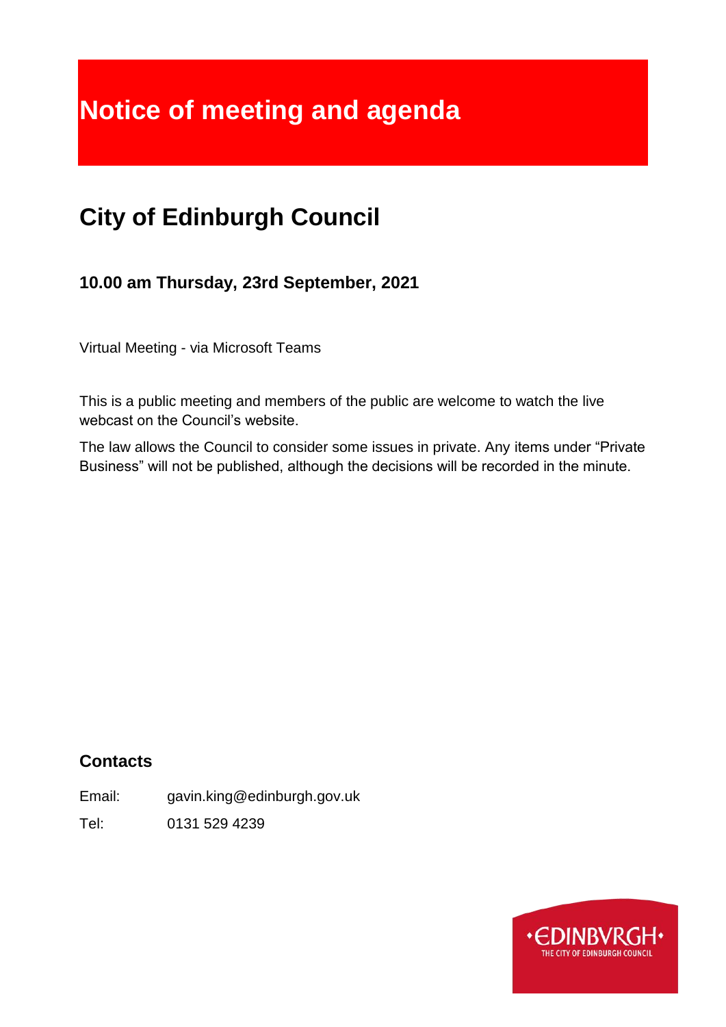# Notice of meeting and agenda

## City of Edinburgh Council

### 10.00 am Thursday, 23rd September, 2021

Virtual Meeting - via Microsoft Teams

This is a public meeting and members of the public are welcome to watch the live webcast on the Council's website.

The law allows the Council to consider some issues in private. Any items under "Private Business" will not be published, although the decisions will be recorded in the minute.

### Contacts

Email: gavin.king@edinburgh.gov.uk

Tel: 0131 529 4239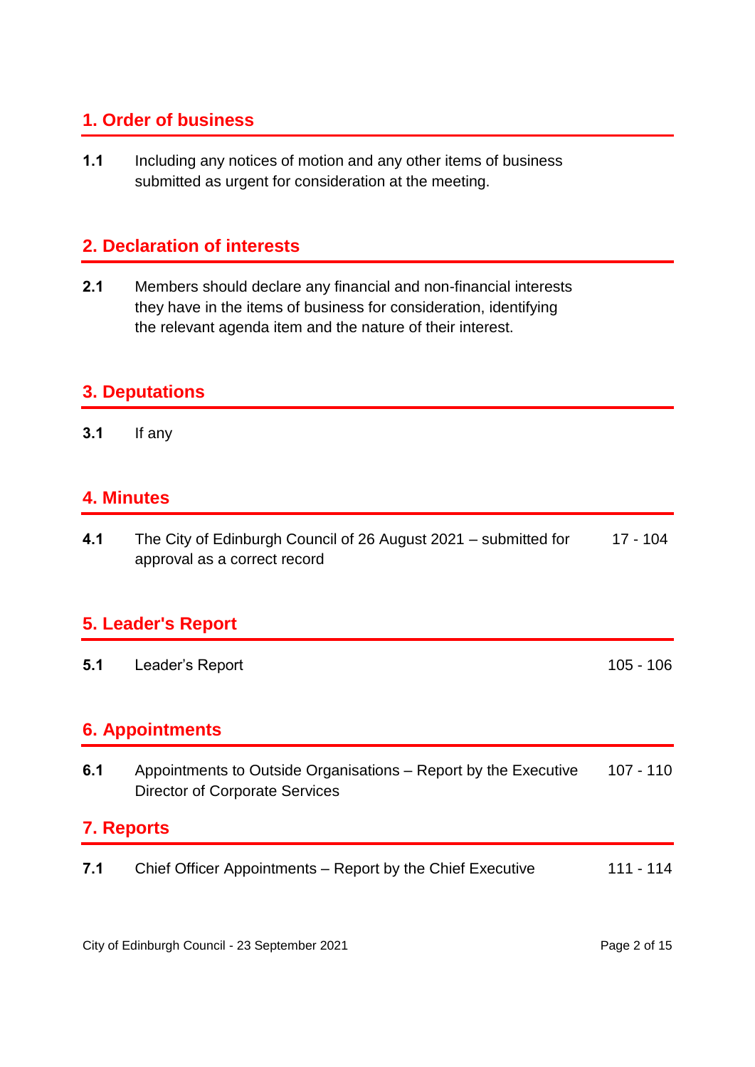## 1. Order of business

**1.1** Including any notices of motion and any other items of business submitted as urgent for consideration at the meeting.

## 2. Declaration of interests

**2.1** Members should declare any financial and non-financial interests they have in the items of business for consideration, identifying the relevant agenda item and the nature of their interest.

## 3. Deputations

**3.1** If any

## 4. Minutes

**4.1** The City of Edinburgh Council of 26 August 2021 – submitted for approval as a correct record — 17 - 104

## 5. Leader's Report

**5.1** Leader's Report — 105 - 106

## 6. Appointments

**6.1** Appointments to Outside Organisations – Report by the Executive Director of Corporate Services — 107 - 110

## 7. Reports

**7.1** Chief Officer Appointments – Report by the Chief Executive — 111 - 114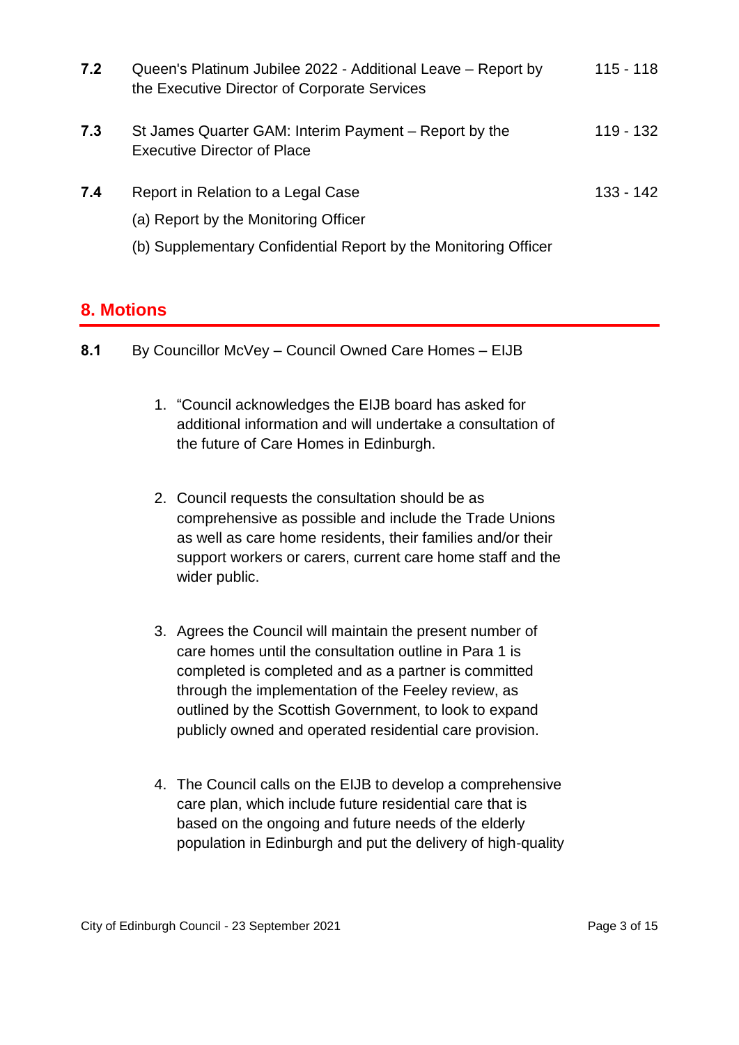| | | |
|---|---|---|
| **7.2** | Queen's Platinum Jubilee 2022 - Additional Leave – Report by the Executive Director of Corporate Services | 115 - 118 |
| **7.3** | St James Quarter GAM: Interim Payment – Report by the Executive Director of Place | 119 - 132 |
| **7.4** | Report in Relation to a Legal Case<br>(a) Report by the Monitoring Officer<br>(b) Supplementary Confidential Report by the Monitoring Officer | 133 - 142 |

## 8. Motions

**8.1** By Councillor McVey – Council Owned Care Homes – EIJB

1. "Council acknowledges the EIJB board has asked for additional information and will undertake a consultation of the future of Care Homes in Edinburgh.

2. Council requests the consultation should be as comprehensive as possible and include the Trade Unions as well as care home residents, their families and/or their support workers or carers, current care home staff and the wider public.

3. Agrees the Council will maintain the present number of care homes until the consultation outline in Para 1 is completed is completed and as a partner is committed through the implementation of the Feeley review, as outlined by the Scottish Government, to look to expand publicly owned and operated residential care provision.

4. The Council calls on the EIJB to develop a comprehensive care plan, which include future residential care that is based on the ongoing and future needs of the elderly population in Edinburgh and put the delivery of high-quality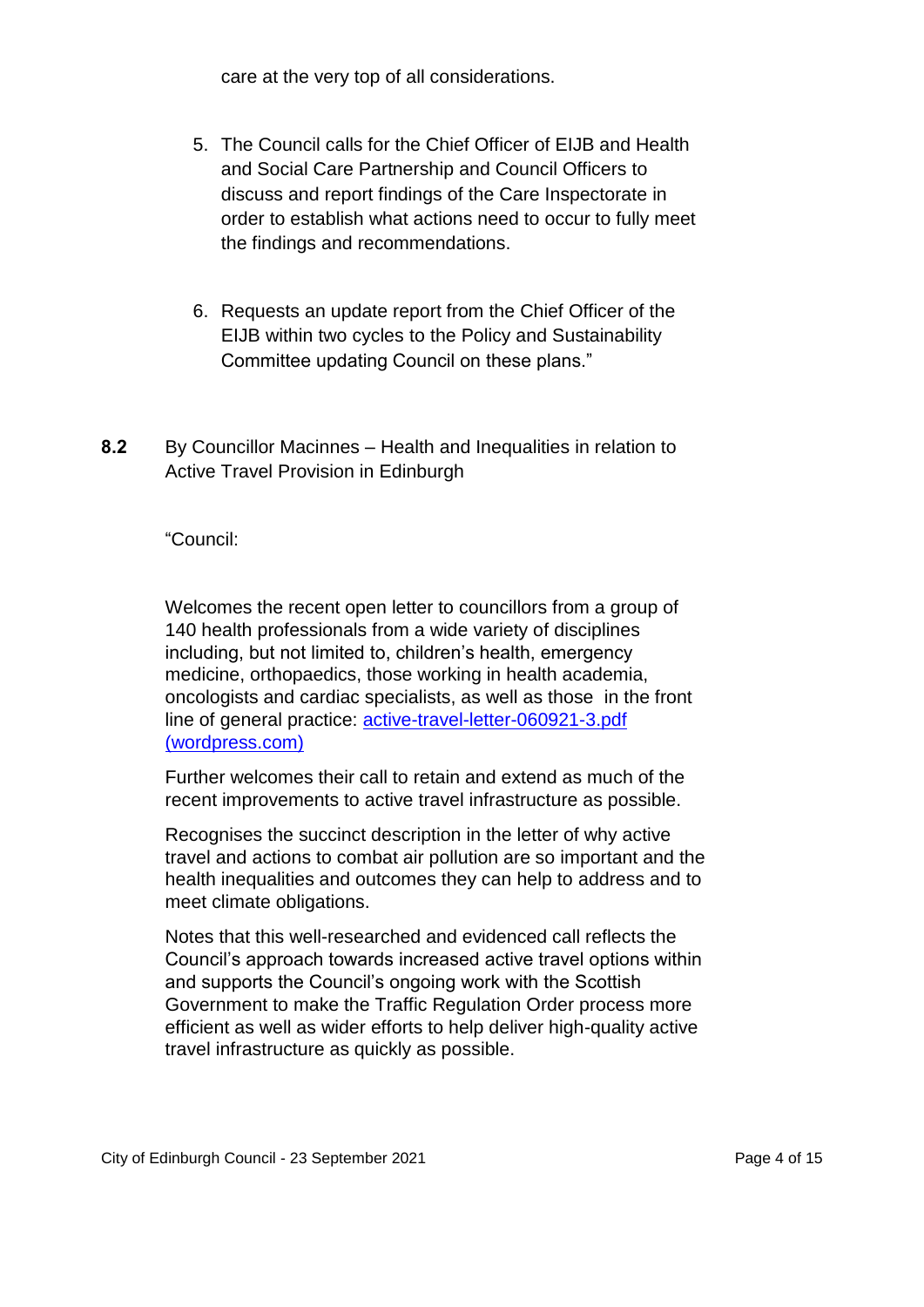care at the very top of all considerations.

5. The Council calls for the Chief Officer of EIJB and Health and Social Care Partnership and Council Officers to discuss and report findings of the Care Inspectorate in order to establish what actions need to occur to fully meet the findings and recommendations.

6. Requests an update report from the Chief Officer of the EIJB within two cycles to the Policy and Sustainability Committee updating Council on these plans."

**8.2** By Councillor Macinnes – Health and Inequalities in relation to Active Travel Provision in Edinburgh

"Council:

Welcomes the recent open letter to councillors from a group of 140 health professionals from a wide variety of disciplines including, but not limited to, children's health, emergency medicine, orthopaedics, those working in health academia, oncologists and cardiac specialists, as well as those in the front line of general practice: [active-travel-letter-060921-3.pdf (wordpress.com)]

Further welcomes their call to retain and extend as much of the recent improvements to active travel infrastructure as possible.

Recognises the succinct description in the letter of why active travel and actions to combat air pollution are so important and the health inequalities and outcomes they can help to address and to meet climate obligations.

Notes that this well-researched and evidenced call reflects the Council's approach towards increased active travel options within and supports the Council's ongoing work with the Scottish Government to make the Traffic Regulation Order process more efficient as well as wider efforts to help deliver high-quality active travel infrastructure as quickly as possible.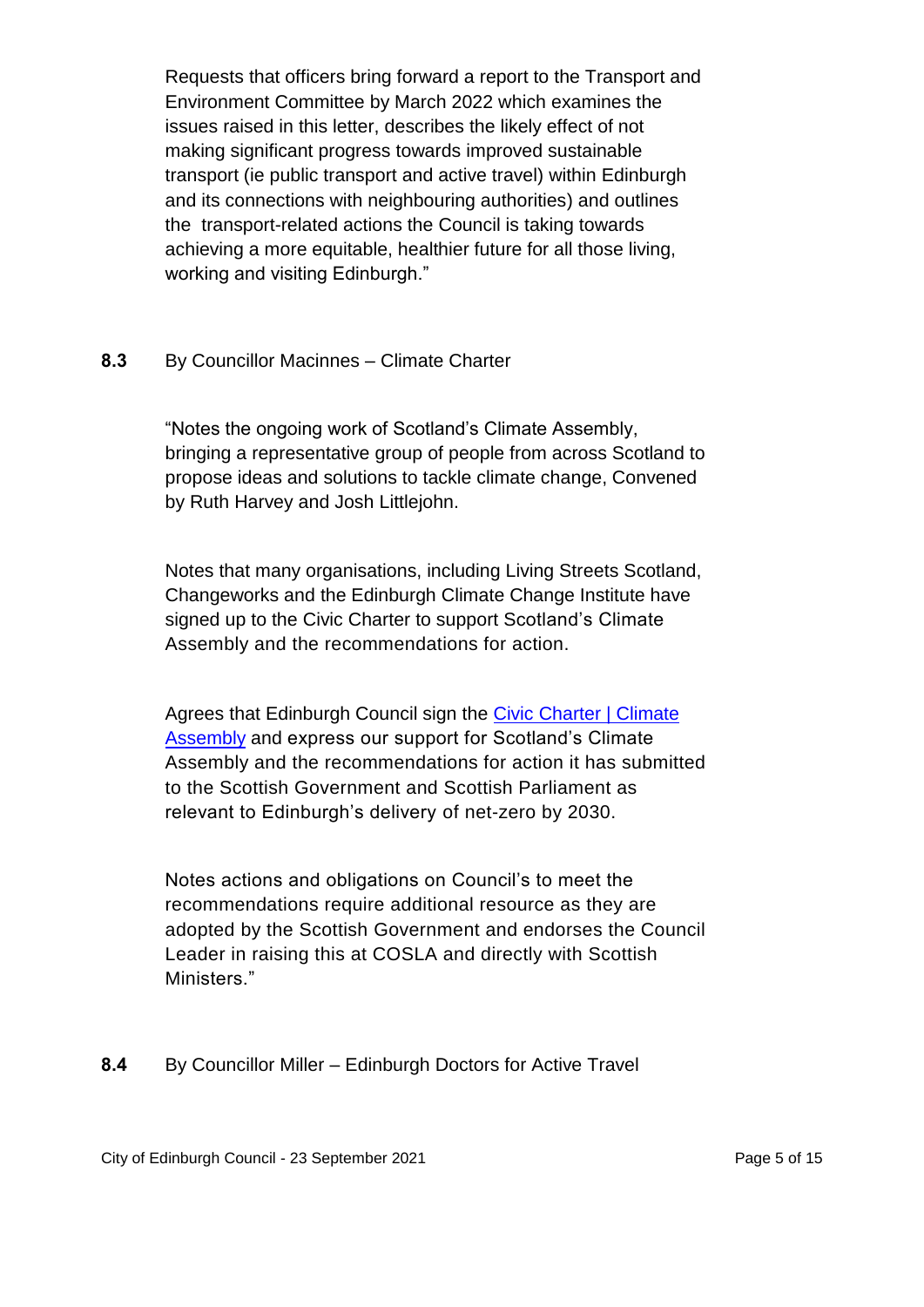Requests that officers bring forward a report to the Transport and Environment Committee by March 2022 which examines the issues raised in this letter, describes the likely effect of not making significant progress towards improved sustainable transport (ie public transport and active travel) within Edinburgh and its connections with neighbouring authorities) and outlines the transport-related actions the Council is taking towards achieving a more equitable, healthier future for all those living, working and visiting Edinburgh."

**8.3** By Councillor Macinnes – Climate Charter

"Notes the ongoing work of Scotland's Climate Assembly, bringing a representative group of people from across Scotland to propose ideas and solutions to tackle climate change, Convened by Ruth Harvey and Josh Littlejohn.

Notes that many organisations, including Living Streets Scotland, Changeworks and the Edinburgh Climate Change Institute have signed up to the Civic Charter to support Scotland's Climate Assembly and the recommendations for action.

Agrees that Edinburgh Council sign the Civic Charter | Climate Assembly and express our support for Scotland's Climate Assembly and the recommendations for action it has submitted to the Scottish Government and Scottish Parliament as relevant to Edinburgh's delivery of net-zero by 2030.

Notes actions and obligations on Council's to meet the recommendations require additional resource as they are adopted by the Scottish Government and endorses the Council Leader in raising this at COSLA and directly with Scottish Ministers."

**8.4** By Councillor Miller – Edinburgh Doctors for Active Travel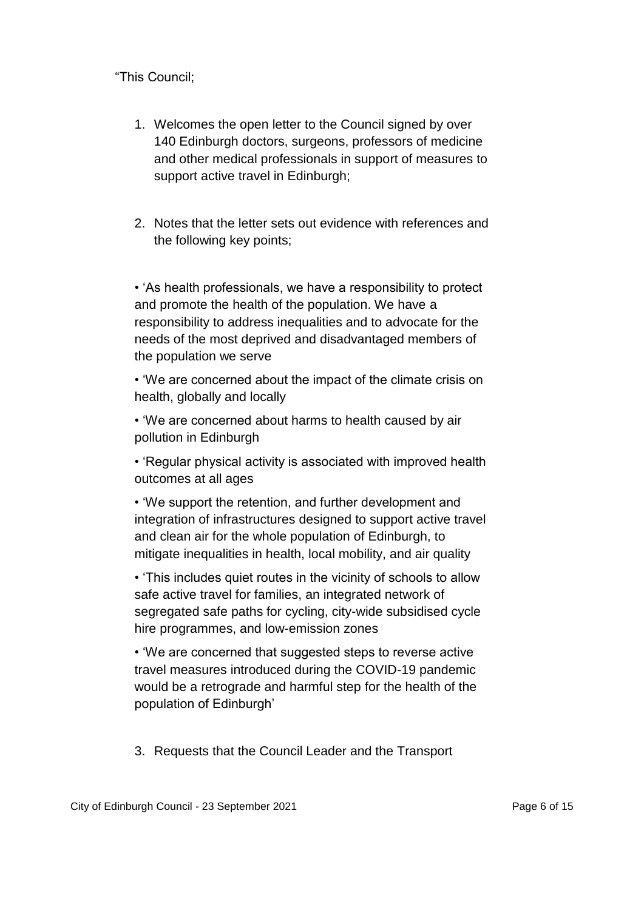“This Council;

1. Welcomes the open letter to the Council signed by over 140 Edinburgh doctors, surgeons, professors of medicine and other medical professionals in support of measures to support active travel in Edinburgh;

2. Notes that the letter sets out evidence with references and the following key points;

• ‘As health professionals, we have a responsibility to protect and promote the health of the population. We have a responsibility to address inequalities and to advocate for the needs of the most deprived and disadvantaged members of the population we serve

• ‘We are concerned about the impact of the climate crisis on health, globally and locally

• ‘We are concerned about harms to health caused by air pollution in Edinburgh

• ‘Regular physical activity is associated with improved health outcomes at all ages

• ‘We support the retention, and further development and integration of infrastructures designed to support active travel and clean air for the whole population of Edinburgh, to mitigate inequalities in health, local mobility, and air quality

• ‘This includes quiet routes in the vicinity of schools to allow safe active travel for families, an integrated network of segregated safe paths for cycling, city-wide subsidised cycle hire programmes, and low-emission zones

• ‘We are concerned that suggested steps to reverse active travel measures introduced during the COVID-19 pandemic would be a retrograde and harmful step for the health of the population of Edinburgh’

3. Requests that the Council Leader and the Transport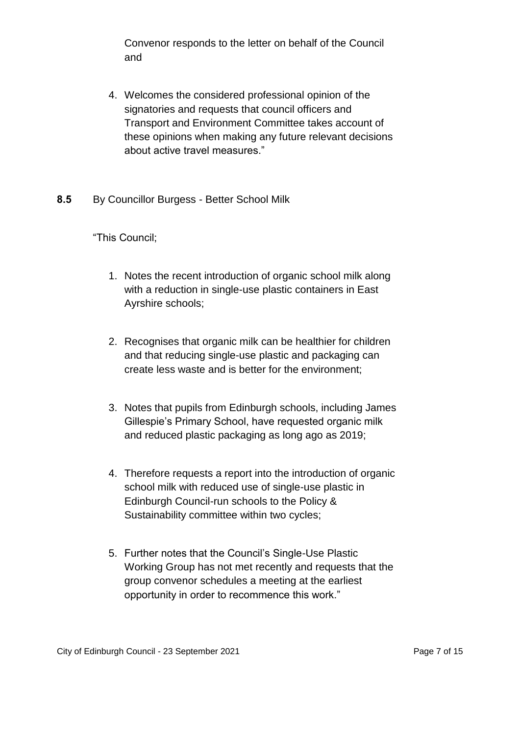Convenor responds to the letter on behalf of the Council and

4. Welcomes the considered professional opinion of the signatories and requests that council officers and Transport and Environment Committee takes account of these opinions when making any future relevant decisions about active travel measures."

**8.5** By Councillor Burgess - Better School Milk

"This Council;

1. Notes the recent introduction of organic school milk along with a reduction in single-use plastic containers in East Ayrshire schools;

2. Recognises that organic milk can be healthier for children and that reducing single-use plastic and packaging can create less waste and is better for the environment;

3. Notes that pupils from Edinburgh schools, including James Gillespie's Primary School, have requested organic milk and reduced plastic packaging as long ago as 2019;

4. Therefore requests a report into the introduction of organic school milk with reduced use of single-use plastic in Edinburgh Council-run schools to the Policy & Sustainability committee within two cycles;

5. Further notes that the Council's Single-Use Plastic Working Group has not met recently and requests that the group convenor schedules a meeting at the earliest opportunity in order to recommence this work."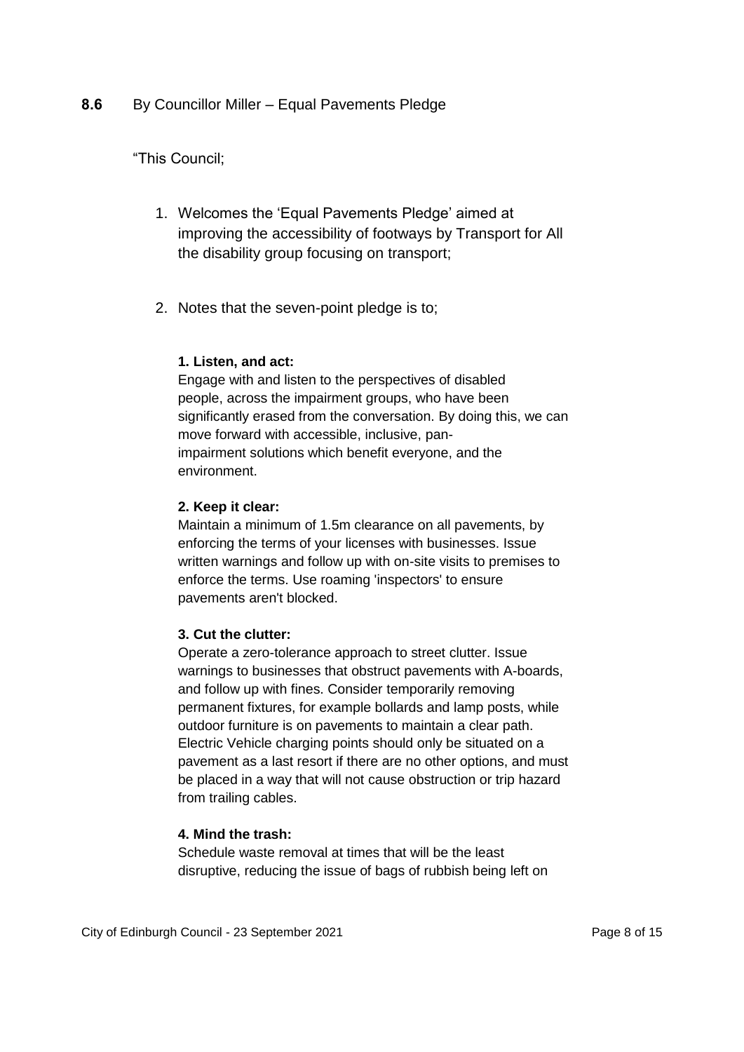**8.6** By Councillor Miller – Equal Pavements Pledge

"This Council;

1. Welcomes the 'Equal Pavements Pledge' aimed at improving the accessibility of footways by Transport for All the disability group focusing on transport;

2. Notes that the seven-point pledge is to;

   **1. Listen, and act:**
   Engage with and listen to the perspectives of disabled people, across the impairment groups, who have been significantly erased from the conversation. By doing this, we can move forward with accessible, inclusive, pan-impairment solutions which benefit everyone, and the environment.

   **2. Keep it clear:**
   Maintain a minimum of 1.5m clearance on all pavements, by enforcing the terms of your licenses with businesses. Issue written warnings and follow up with on-site visits to premises to enforce the terms. Use roaming 'inspectors' to ensure pavements aren't blocked.

   **3. Cut the clutter:**
   Operate a zero-tolerance approach to street clutter. Issue warnings to businesses that obstruct pavements with A-boards, and follow up with fines. Consider temporarily removing permanent fixtures, for example bollards and lamp posts, while outdoor furniture is on pavements to maintain a clear path. Electric Vehicle charging points should only be situated on a pavement as a last resort if there are no other options, and must be placed in a way that will not cause obstruction or trip hazard from trailing cables.

   **4. Mind the trash:**
   Schedule waste removal at times that will be the least disruptive, reducing the issue of bags of rubbish being left on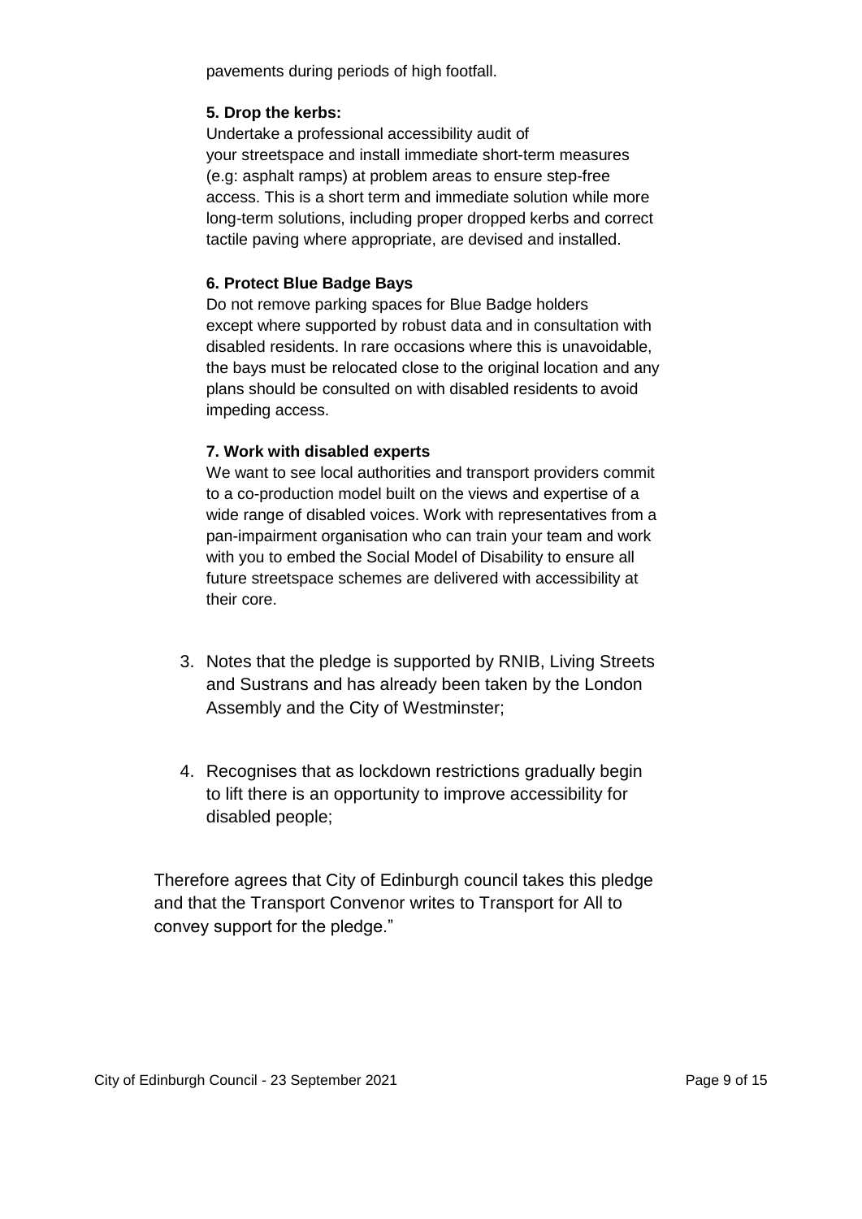pavements during periods of high footfall.

**5. Drop the kerbs:**

Undertake a professional accessibility audit of your streetspace and install immediate short-term measures (e.g: asphalt ramps) at problem areas to ensure step-free access. This is a short term and immediate solution while more long-term solutions, including proper dropped kerbs and correct tactile paving where appropriate, are devised and installed.

**6. Protect Blue Badge Bays**

Do not remove parking spaces for Blue Badge holders except where supported by robust data and in consultation with disabled residents. In rare occasions where this is unavoidable, the bays must be relocated close to the original location and any plans should be consulted on with disabled residents to avoid impeding access.

**7. Work with disabled experts**

We want to see local authorities and transport providers commit to a co-production model built on the views and expertise of a wide range of disabled voices. Work with representatives from a pan-impairment organisation who can train your team and work with you to embed the Social Model of Disability to ensure all future streetspace schemes are delivered with accessibility at their core.

3. Notes that the pledge is supported by RNIB, Living Streets and Sustrans and has already been taken by the London Assembly and the City of Westminster;

4. Recognises that as lockdown restrictions gradually begin to lift there is an opportunity to improve accessibility for disabled people;

Therefore agrees that City of Edinburgh council takes this pledge and that the Transport Convenor writes to Transport for All to convey support for the pledge."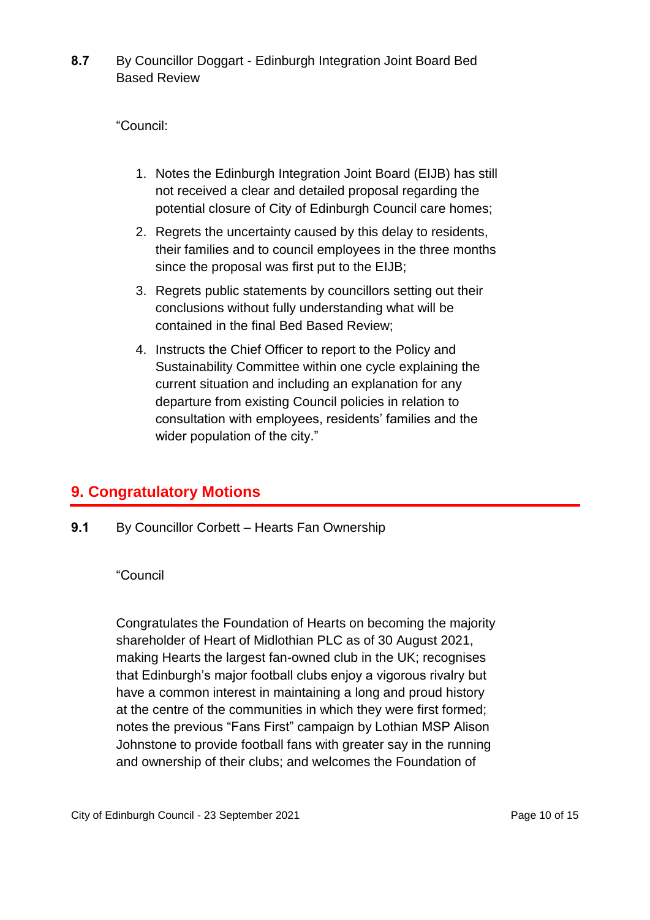**8.7** By Councillor Doggart - Edinburgh Integration Joint Board Bed Based Review

"Council:

1. Notes the Edinburgh Integration Joint Board (EIJB) has still not received a clear and detailed proposal regarding the potential closure of City of Edinburgh Council care homes;
2. Regrets the uncertainty caused by this delay to residents, their families and to council employees in the three months since the proposal was first put to the EIJB;
3. Regrets public statements by councillors setting out their conclusions without fully understanding what will be contained in the final Bed Based Review;
4. Instructs the Chief Officer to report to the Policy and Sustainability Committee within one cycle explaining the current situation and including an explanation for any departure from existing Council policies in relation to consultation with employees, residents' families and the wider population of the city."

## 9. Congratulatory Motions

**9.1** By Councillor Corbett – Hearts Fan Ownership

"Council

Congratulates the Foundation of Hearts on becoming the majority shareholder of Heart of Midlothian PLC as of 30 August 2021, making Hearts the largest fan-owned club in the UK; recognises that Edinburgh's major football clubs enjoy a vigorous rivalry but have a common interest in maintaining a long and proud history at the centre of the communities in which they were first formed; notes the previous "Fans First" campaign by Lothian MSP Alison Johnstone to provide football fans with greater say in the running and ownership of their clubs; and welcomes the Foundation of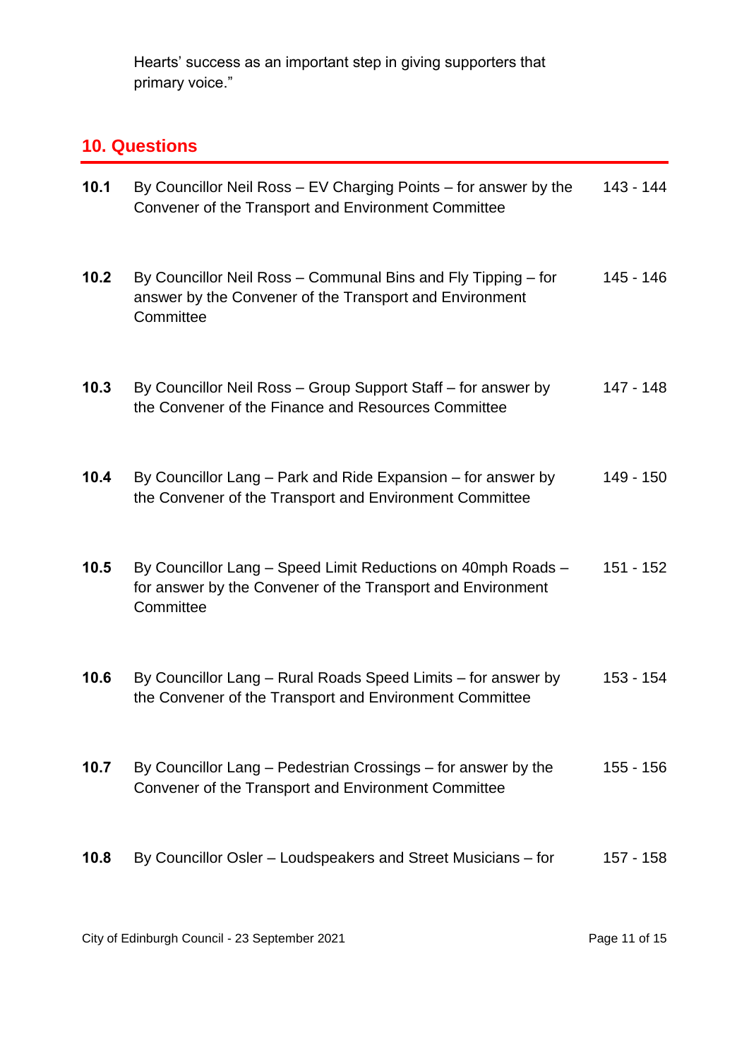Hearts' success as an important step in giving supporters that primary voice."

## 10. Questions

| | | |
|---|---|---|
| **10.1** | By Councillor Neil Ross – EV Charging Points – for answer by the Convener of the Transport and Environment Committee | 143 - 144 |
| **10.2** | By Councillor Neil Ross – Communal Bins and Fly Tipping – for answer by the Convener of the Transport and Environment Committee | 145 - 146 |
| **10.3** | By Councillor Neil Ross – Group Support Staff – for answer by the Convener of the Finance and Resources Committee | 147 - 148 |
| **10.4** | By Councillor Lang – Park and Ride Expansion – for answer by the Convener of the Transport and Environment Committee | 149 - 150 |
| **10.5** | By Councillor Lang – Speed Limit Reductions on 40mph Roads – for answer by the Convener of the Transport and Environment Committee | 151 - 152 |
| **10.6** | By Councillor Lang – Rural Roads Speed Limits – for answer by the Convener of the Transport and Environment Committee | 153 - 154 |
| **10.7** | By Councillor Lang – Pedestrian Crossings – for answer by the Convener of the Transport and Environment Committee | 155 - 156 |
| **10.8** | By Councillor Osler – Loudspeakers and Street Musicians – for | 157 - 158 |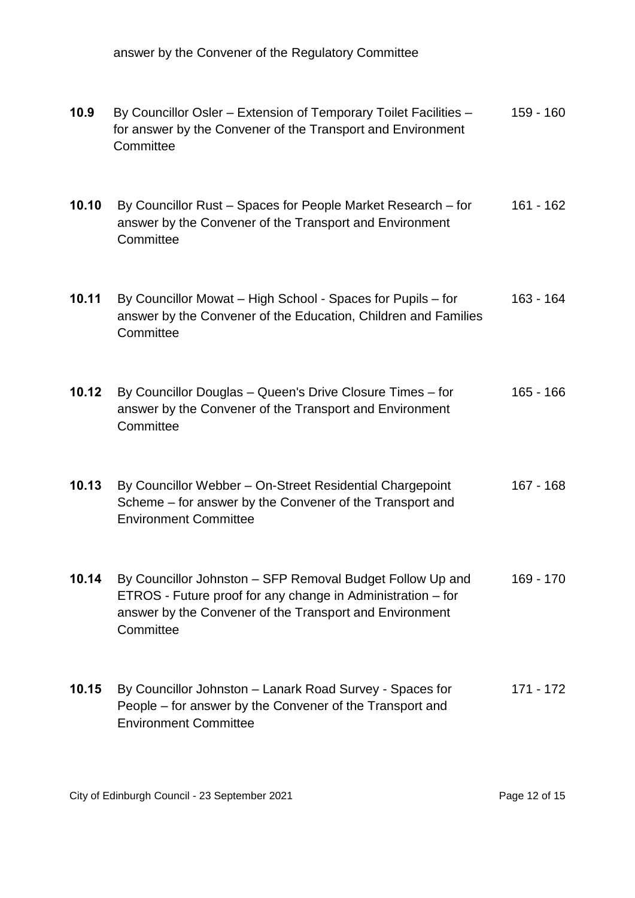answer by the Convener of the Regulatory Committee

| | | |
|---|---|---|
| **10.9** | By Councillor Osler – Extension of Temporary Toilet Facilities – for answer by the Convener of the Transport and Environment Committee | 159 - 160 |
| **10.10** | By Councillor Rust – Spaces for People Market Research – for answer by the Convener of the Transport and Environment Committee | 161 - 162 |
| **10.11** | By Councillor Mowat – High School - Spaces for Pupils – for answer by the Convener of the Education, Children and Families Committee | 163 - 164 |
| **10.12** | By Councillor Douglas – Queen's Drive Closure Times – for answer by the Convener of the Transport and Environment Committee | 165 - 166 |
| **10.13** | By Councillor Webber – On-Street Residential Chargepoint Scheme – for answer by the Convener of the Transport and Environment Committee | 167 - 168 |
| **10.14** | By Councillor Johnston – SFP Removal Budget Follow Up and ETROS - Future proof for any change in Administration – for answer by the Convener of the Transport and Environment Committee | 169 - 170 |
| **10.15** | By Councillor Johnston – Lanark Road Survey - Spaces for People – for answer by the Convener of the Transport and Environment Committee | 171 - 172 |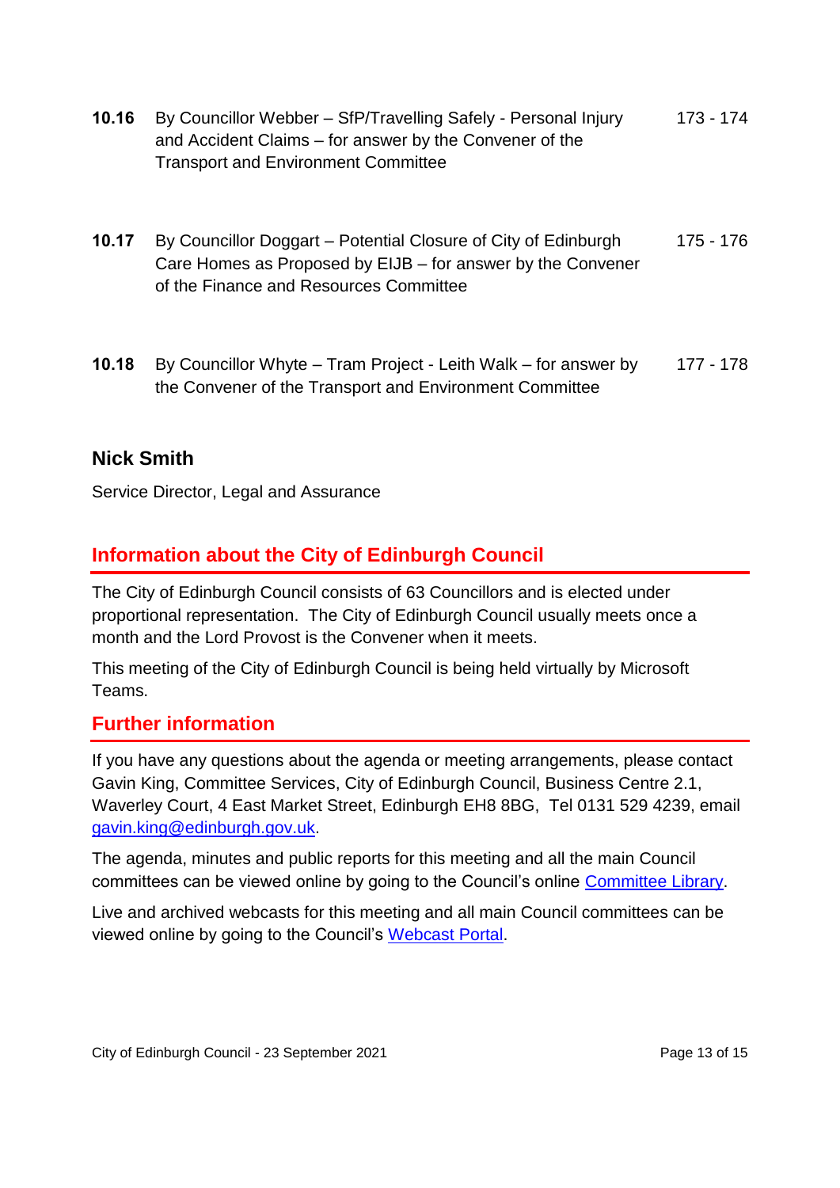| | | |
|---|---|---|
| **10.16** | By Councillor Webber – SfP/Travelling Safely - Personal Injury and Accident Claims – for answer by the Convener of the Transport and Environment Committee | 173 - 174 |
| **10.17** | By Councillor Doggart – Potential Closure of City of Edinburgh Care Homes as Proposed by EIJB – for answer by the Convener of the Finance and Resources Committee | 175 - 176 |
| **10.18** | By Councillor Whyte – Tram Project - Leith Walk – for answer by the Convener of the Transport and Environment Committee | 177 - 178 |

**Nick Smith**

Service Director, Legal and Assurance

## Information about the City of Edinburgh Council

The City of Edinburgh Council consists of 63 Councillors and is elected under proportional representation. The City of Edinburgh Council usually meets once a month and the Lord Provost is the Convener when it meets.

This meeting of the City of Edinburgh Council is being held virtually by Microsoft Teams.

## Further information

If you have any questions about the agenda or meeting arrangements, please contact Gavin King, Committee Services, City of Edinburgh Council, Business Centre 2.1, Waverley Court, 4 East Market Street, Edinburgh EH8 8BG, Tel 0131 529 4239, email gavin.king@edinburgh.gov.uk.

The agenda, minutes and public reports for this meeting and all the main Council committees can be viewed online by going to the Council's online Committee Library.

Live and archived webcasts for this meeting and all main Council committees can be viewed online by going to the Council's Webcast Portal.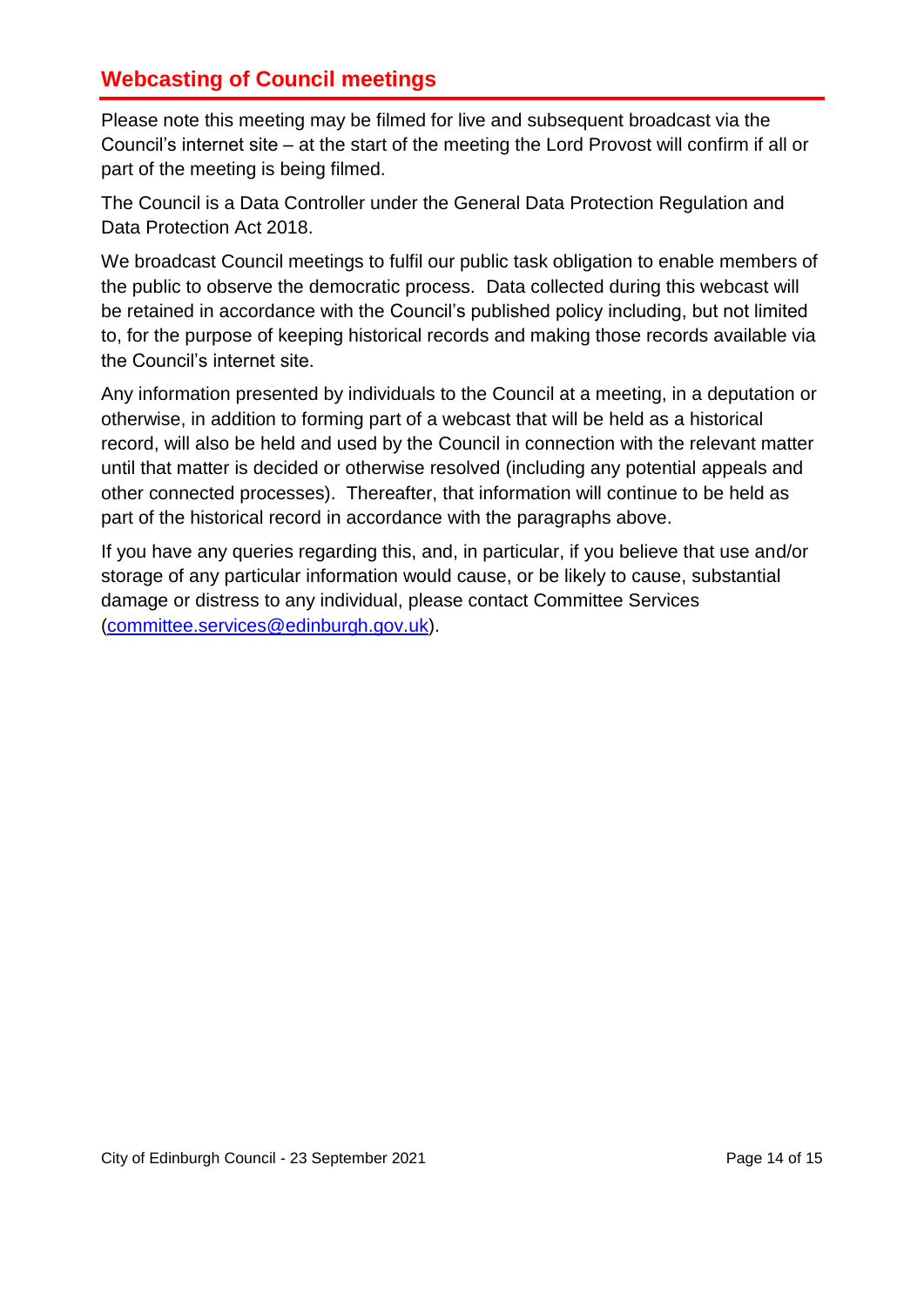## Webcasting of Council meetings

Please note this meeting may be filmed for live and subsequent broadcast via the Council's internet site – at the start of the meeting the Lord Provost will confirm if all or part of the meeting is being filmed.

The Council is a Data Controller under the General Data Protection Regulation and Data Protection Act 2018.

We broadcast Council meetings to fulfil our public task obligation to enable members of the public to observe the democratic process. Data collected during this webcast will be retained in accordance with the Council's published policy including, but not limited to, for the purpose of keeping historical records and making those records available via the Council's internet site.

Any information presented by individuals to the Council at a meeting, in a deputation or otherwise, in addition to forming part of a webcast that will be held as a historical record, will also be held and used by the Council in connection with the relevant matter until that matter is decided or otherwise resolved (including any potential appeals and other connected processes). Thereafter, that information will continue to be held as part of the historical record in accordance with the paragraphs above.

If you have any queries regarding this, and, in particular, if you believe that use and/or storage of any particular information would cause, or be likely to cause, substantial damage or distress to any individual, please contact Committee Services (committee.services@edinburgh.gov.uk).